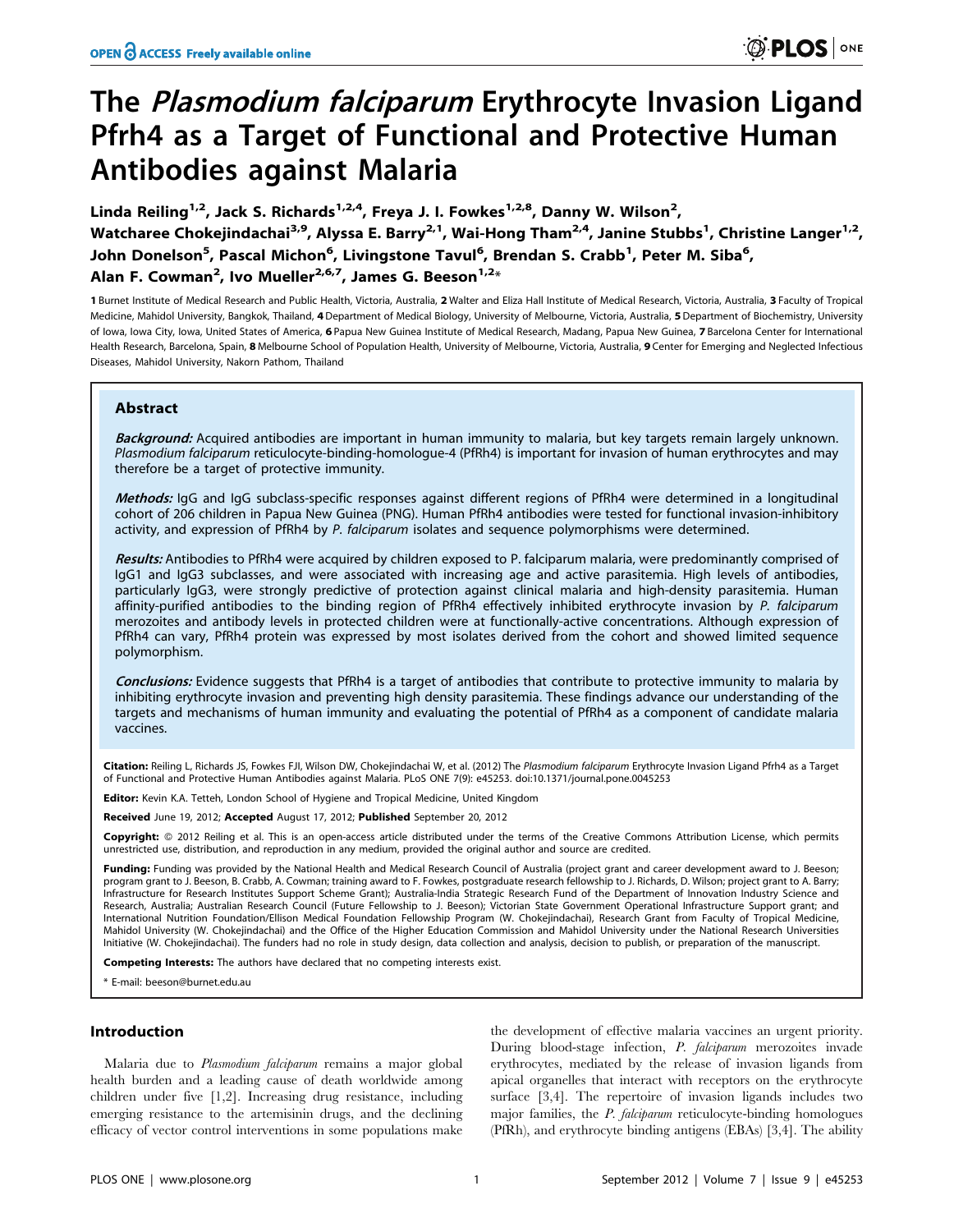# The *Plasmodium falciparum* Erythrocyte Invasion Ligand Pfrh4 as a Target of Functional and Protective Human Antibodies against Malaria

Linda Reiling[1,2], Jack S. Richards[1,2,4], Freya J. I. Fowkes[1,2,8], Danny W. Wilson[2], Watcharee Chokejindachai[3,9], Alyssa E. Barry[2,1], Wai-Hong Tham[2,4], Janine Stubbs[1], Christine Langer[1,2], John Donelson[5], Pascal Michon[6], Livingstone Tavul[6], Brendan S. Crabb[1], Peter M. Siba[6], Alan F. Cowman[2], Ivo Mueller[2,6,7], James G. Beeson[1,2]*

1 Burnet Institute of Medical Research and Public Health, Victoria, Australia, 2 Walter and Eliza Hall Institute of Medical Research, Victoria, Australia, 3 Faculty of Tropical Medicine, Mahidol University, Bangkok, Thailand, 4 Department of Medical Biology, University of Melbourne, Victoria, Australia, 5 Department of Biochemistry, University of Iowa, Iowa City, Iowa, United States of America, 6 Papua New Guinea Institute of Medical Research, Madang, Papua New Guinea, 7 Barcelona Center for International Health Research, Barcelona, Spain, 8 Melbourne School of Population Health, University of Melbourne, Victoria, Australia, 9 Center for Emerging and Neglected Infectious Diseases, Mahidol University, Nakorn Pathom, Thailand

## Abstract

***Background:*** Acquired antibodies are important in human immunity to malaria, but key targets remain largely unknown. *Plasmodium falciparum* reticulocyte-binding-homologue-4 (PfRh4) is important for invasion of human erythrocytes and may therefore be a target of protective immunity.

***Methods:*** IgG and IgG subclass-specific responses against different regions of PfRh4 were determined in a longitudinal cohort of 206 children in Papua New Guinea (PNG). Human PfRh4 antibodies were tested for functional invasion-inhibitory activity, and expression of PfRh4 by *P. falciparum* isolates and sequence polymorphisms were determined.

***Results:*** Antibodies to PfRh4 were acquired by children exposed to P. falciparum malaria, were predominantly comprised of IgG1 and IgG3 subclasses, and were associated with increasing age and active parasitemia. High levels of antibodies, particularly IgG3, were strongly predictive of protection against clinical malaria and high-density parasitemia. Human affinity-purified antibodies to the binding region of PfRh4 effectively inhibited erythrocyte invasion by *P. falciparum* merozoites and antibody levels in protected children were at functionally-active concentrations. Although expression of PfRh4 can vary, PfRh4 protein was expressed by most isolates derived from the cohort and showed limited sequence polymorphism.

***Conclusions:*** Evidence suggests that PfRh4 is a target of antibodies that contribute to protective immunity to malaria by inhibiting erythrocyte invasion and preventing high density parasitemia. These findings advance our understanding of the targets and mechanisms of human immunity and evaluating the potential of PfRh4 as a component of candidate malaria vaccines.

**Citation:** Reiling L, Richards JS, Fowkes FJI, Wilson DW, Chokejindachai W, et al. (2012) The *Plasmodium falciparum* Erythrocyte Invasion Ligand Pfrh4 as a Target of Functional and Protective Human Antibodies against Malaria. PLoS ONE 7(9): e45253. doi:10.1371/journal.pone.0045253

**Editor:** Kevin K.A. Tetteh, London School of Hygiene and Tropical Medicine, United Kingdom

**Received** June 19, 2012; **Accepted** August 17, 2012; **Published** September 20, 2012

**Copyright:** © 2012 Reiling et al. This is an open-access article distributed under the terms of the Creative Commons Attribution License, which permits unrestricted use, distribution, and reproduction in any medium, provided the original author and source are credited.

**Funding:** Funding was provided by the National Health and Medical Research Council of Australia (project grant and career development award to J. Beeson; program grant to J. Beeson, B. Crabb, A. Cowman; training award to F. Fowkes, postgraduate research fellowship to J. Richards, D. Wilson; project grant to A. Barry; Infrastructure for Research Institutes Support Scheme Grant); Australia-India Strategic Research Fund of the Department of Innovation Industry Science and Research, Australia; Australian Research Council (Future Fellowship to J. Beeson); Victorian State Government Operational Infrastructure Support grant; and International Nutrition Foundation/Ellison Medical Foundation Fellowship Program (W. Chokejindachai), Research Grant from Faculty of Tropical Medicine, Mahidol University (W. Chokejindachai) and the Office of the Higher Education Commission and Mahidol University under the National Research Universities Initiative (W. Chokejindachai). The funders had no role in study design, data collection and analysis, decision to publish, or preparation of the manuscript.

**Competing Interests:** The authors have declared that no competing interests exist.

\* E-mail: beeson@burnet.edu.au

## Introduction

Malaria due to *Plasmodium falciparum* remains a major global health burden and a leading cause of death worldwide among children under five [1,2]. Increasing drug resistance, including emerging resistance to the artemisinin drugs, and the declining efficacy of vector control interventions in some populations make the development of effective malaria vaccines an urgent priority. During blood-stage infection, *P. falciparum* merozoites invade erythrocytes, mediated by the release of invasion ligands from apical organelles that interact with receptors on the erythrocyte surface [3,4]. The repertoire of invasion ligands includes two major families, the *P. falciparum* reticulocyte-binding homologues (PfRh), and erythrocyte binding antigens (EBAs) [3,4]. The ability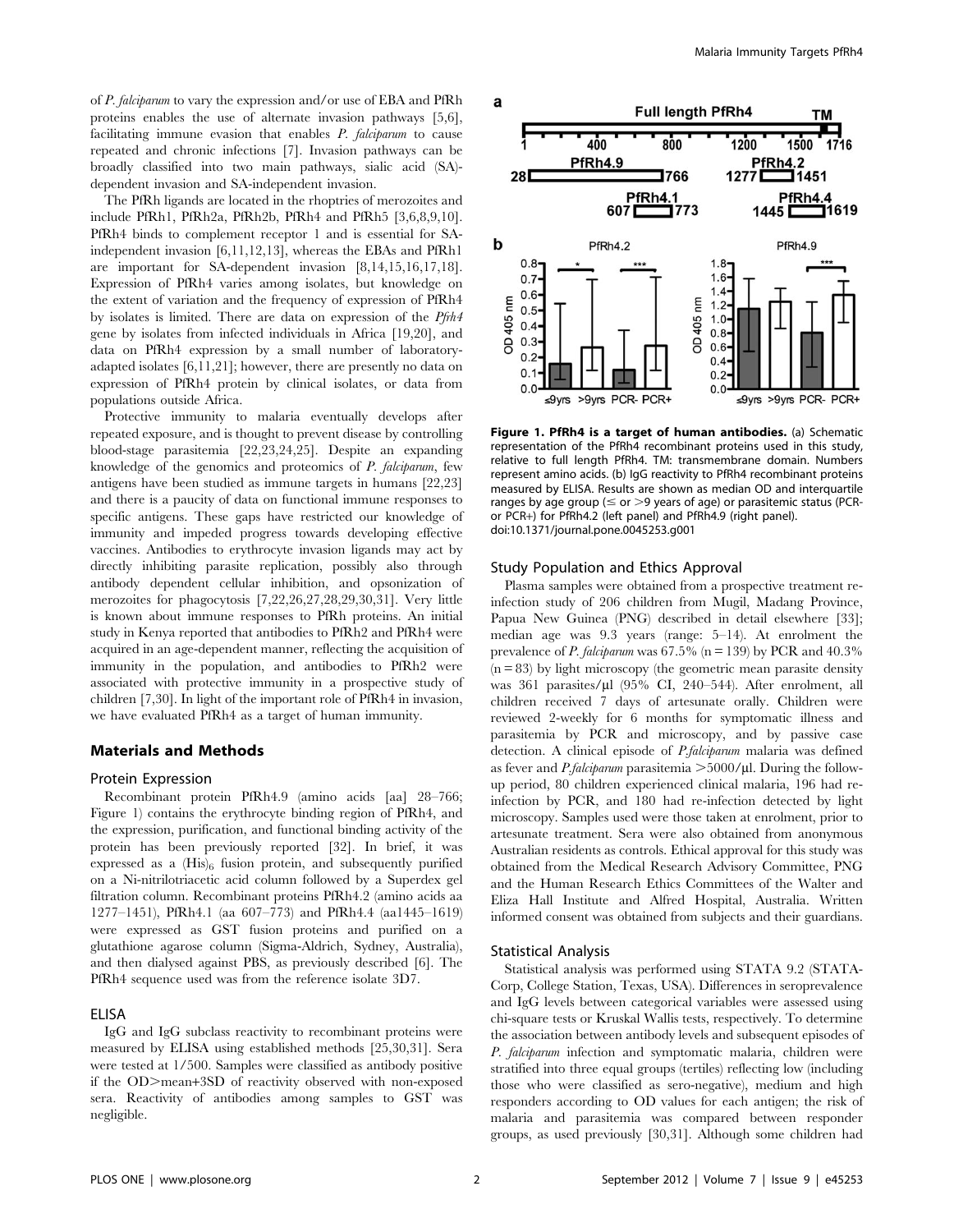of *P. falciparum* to vary the expression and/or use of EBA and PfRh proteins enables the use of alternate invasion pathways [5,6], facilitating immune evasion that enables *P. falciparum* to cause repeated and chronic infections [7]. Invasion pathways can be broadly classified into two main pathways, sialic acid (SA)-dependent invasion and SA-independent invasion.

The PfRh ligands are located in the rhoptries of merozoites and include PfRh1, PfRh2a, PfRh2b, PfRh4 and PfRh5 [3,6,8,9,10]. PfRh4 binds to complement receptor 1 and is essential for SA-independent invasion [6,11,12,13], whereas the EBAs and PfRh1 are important for SA-dependent invasion [8,14,15,16,17,18]. Expression of PfRh4 varies among isolates, but knowledge on the extent of variation and the frequency of expression of PfRh4 by isolates is limited. There are data on expression of the *Pfrh4* gene by isolates from infected individuals in Africa [19,20], and data on PfRh4 expression by a small number of laboratory-adapted isolates [6,11,21]; however, there are presently no data on expression of PfRh4 protein by clinical isolates, or data from populations outside Africa.

Protective immunity to malaria eventually develops after repeated exposure, and is thought to prevent disease by controlling blood-stage parasitemia [22,23,24,25]. Despite an expanding knowledge of the genomics and proteomics of *P. falciparum*, few antigens have been studied as immune targets in humans [22,23] and there is a paucity of data on functional immune responses to specific antigens. These gaps have restricted our knowledge of immunity and impeded progress towards developing effective vaccines. Antibodies to erythrocyte invasion ligands may act by directly inhibiting parasite replication, possibly also through antibody dependent cellular inhibition, and opsonization of merozoites for phagocytosis [7,22,26,27,28,29,30,31]. Very little is known about immune responses to PfRh proteins. An initial study in Kenya reported that antibodies to PfRh2 and PfRh4 were acquired in an age-dependent manner, reflecting the acquisition of immunity in the population, and antibodies to PfRh2 were associated with protective immunity in a prospective study of children [7,30]. In light of the important role of PfRh4 in invasion, we have evaluated PfRh4 as a target of human immunity.

## Materials and Methods

### Protein Expression

Recombinant protein PfRh4.9 (amino acids [aa] 28–766; Figure 1) contains the erythrocyte binding region of PfRh4, and the expression, purification, and functional binding activity of the protein has been previously reported [32]. In brief, it was expressed as a $(His)_6$ fusion protein, and subsequently purified on a Ni-nitrilotriacetic acid column followed by a Superdex gel filtration column. Recombinant proteins PfRh4.2 (amino acids aa 1277–1451), PfRh4.1 (aa 607–773) and PfRh4.4 (aa1445–1619) were expressed as GST fusion proteins and purified on a glutathione agarose column (Sigma-Aldrich, Sydney, Australia), and then dialysed against PBS, as previously described [6]. The PfRh4 sequence used was from the reference isolate 3D7.

### ELISA

IgG and IgG subclass reactivity to recombinant proteins were measured by ELISA using established methods [25,30,31]. Sera were tested at 1/500. Samples were classified as antibody positive if the OD>mean+3SD of reactivity observed with non-exposed sera. Reactivity of antibodies among samples to GST was negligible.

**Figure 1. PfRh4 is a target of human antibodies.** (a) Schematic representation of the PfRh4 recombinant proteins used in this study, relative to full length PfRh4. TM: transmembrane domain. Numbers represent amino acids. (b) IgG reactivity to PfRh4 recombinant proteins measured by ELISA. Results are shown as median OD and interquartile ranges by age group (≤ or >9 years of age) or parasitemic status (PCR- or PCR+) for PfRh4.2 (left panel) and PfRh4.9 (right panel). doi:10.1371/journal.pone.0045253.g001

### Study Population and Ethics Approval

Plasma samples were obtained from a prospective treatment re-infection study of 206 children from Mugil, Madang Province, Papua New Guinea (PNG) described in detail elsewhere [33]; median age was 9.3 years (range: 5–14). At enrolment the prevalence of *P. falciparum* was 67.5% (n = 139) by PCR and 40.3% (n = 83) by light microscopy (the geometric mean parasite density was 361 parasites/µl (95% CI, 240–544). After enrolment, all children received 7 days of artesunate orally. Children were reviewed 2-weekly for 6 months for symptomatic illness and parasitemia by PCR and microscopy, and by passive case detection. A clinical episode of *P.falciparum* malaria was defined as fever and *P.falciparum* parasitemia >5000/µl. During the follow-up period, 80 children experienced clinical malaria, 196 had re-infection by PCR, and 180 had re-infection detected by light microscopy. Samples used were those taken at enrolment, prior to artesunate treatment. Sera were also obtained from anonymous Australian residents as controls. Ethical approval for this study was obtained from the Medical Research Advisory Committee, PNG and the Human Research Ethics Committees of the Walter and Eliza Hall Institute and Alfred Hospital, Australia. Written informed consent was obtained from subjects and their guardians.

### Statistical Analysis

Statistical analysis was performed using STATA 9.2 (STATA-Corp, College Station, Texas, USA). Differences in seroprevalence and IgG levels between categorical variables were assessed using chi-square tests or Kruskal Wallis tests, respectively. To determine the association between antibody levels and subsequent episodes of *P. falciparum* infection and symptomatic malaria, children were stratified into three equal groups (tertiles) reflecting low (including those who were classified as sero-negative), medium and high responders according to OD values for each antigen; the risk of malaria and parasitemia was compared between responder groups, as used previously [30,31]. Although some children had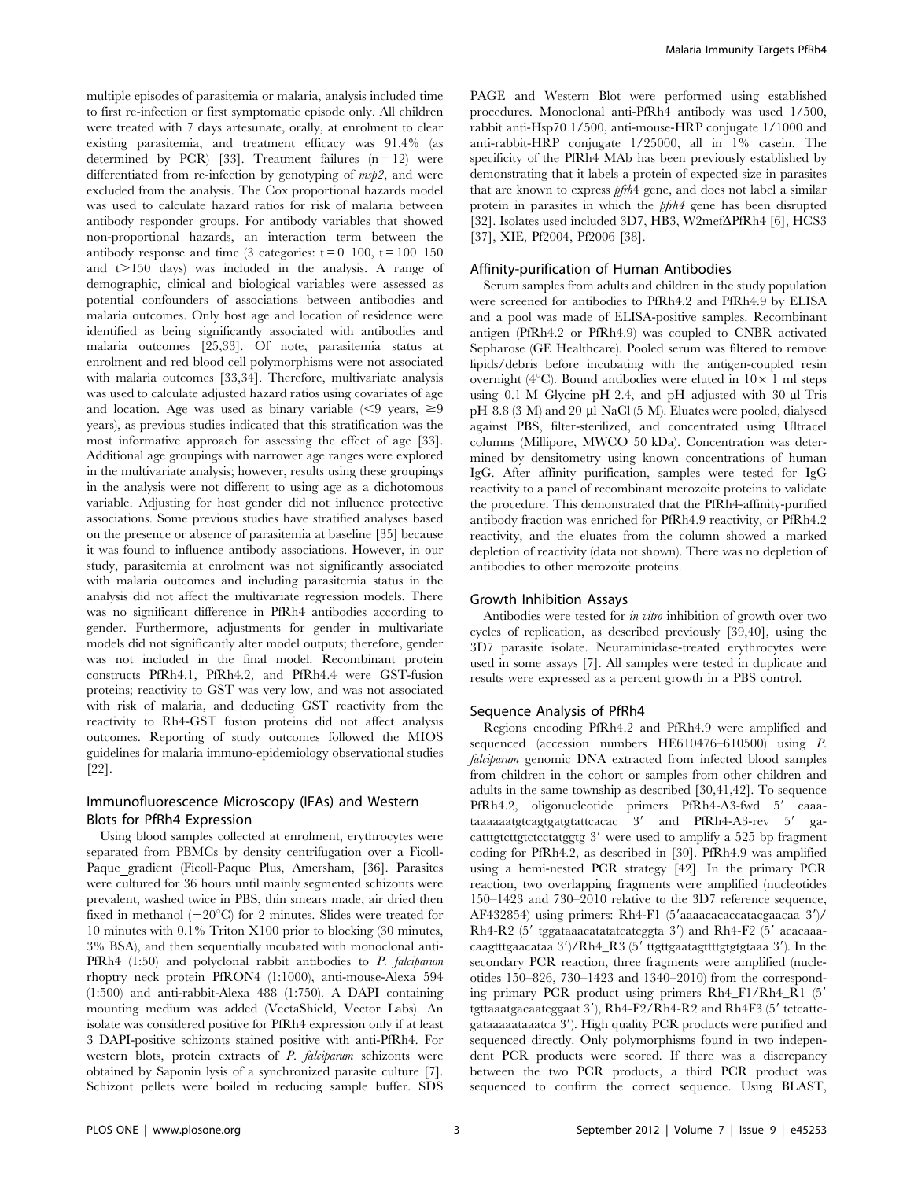multiple episodes of parasitemia or malaria, analysis included time to first re-infection or first symptomatic episode only. All children were treated with 7 days artesunate, orally, at enrolment to clear existing parasitemia, and treatment efficacy was 91.4% (as determined by PCR) [33]. Treatment failures (n = 12) were differentiated from re-infection by genotyping of *msp2*, and were excluded from the analysis. The Cox proportional hazards model was used to calculate hazard ratios for risk of malaria between antibody responder groups. For antibody variables that showed non-proportional hazards, an interaction term between the antibody response and time (3 categories: t = 0–100, t = 100–150 and t>150 days) was included in the analysis. A range of demographic, clinical and biological variables were assessed as potential confounders of associations between antibodies and malaria outcomes. Only host age and location of residence were identified as being significantly associated with antibodies and malaria outcomes [25,33]. Of note, parasitemia status at enrolment and red blood cell polymorphisms were not associated with malaria outcomes [33,34]. Therefore, multivariate analysis was used to calculate adjusted hazard ratios using covariates of age and location. Age was used as binary variable (<9 years, ≥9 years), as previous studies indicated that this stratification was the most informative approach for assessing the effect of age [33]. Additional age groupings with narrower age ranges were explored in the multivariate analysis; however, results using these groupings in the analysis were not different to using age as a dichotomous variable. Adjusting for host gender did not influence protective associations. Some previous studies have stratified analyses based on the presence or absence of parasitemia at baseline [35] because it was found to influence antibody associations. However, in our study, parasitemia at enrolment was not significantly associated with malaria outcomes and including parasitemia status in the analysis did not affect the multivariate regression models. There was no significant difference in PfRh4 antibodies according to gender. Furthermore, adjustments for gender in multivariate models did not significantly alter model outputs; therefore, gender was not included in the final model. Recombinant protein constructs PfRh4.1, PfRh4.2, and PfRh4.4 were GST-fusion proteins; reactivity to GST was very low, and was not associated with risk of malaria, and deducting GST reactivity from the reactivity to Rh4-GST fusion proteins did not affect analysis outcomes. Reporting of study outcomes followed the MIOS guidelines for malaria immuno-epidemiology observational studies [22].

## Immunofluorescence Microscopy (IFAs) and Western Blots for PfRh4 Expression

Using blood samples collected at enrolment, erythrocytes were separated from PBMCs by density centrifugation over a Ficoll-Paque_gradient (Ficoll-Paque Plus, Amersham, [36]. Parasites were cultured for 36 hours until mainly segmented schizonts were prevalent, washed twice in PBS, thin smears made, air dried then fixed in methanol (−20°C) for 2 minutes. Slides were treated for 10 minutes with 0.1% Triton X100 prior to blocking (30 minutes, 3% BSA), and then sequentially incubated with monoclonal anti-PfRh4 (1:50) and polyclonal rabbit antibodies to *P. falciparum* rhoptry neck protein PfRON4 (1:1000), anti-mouse-Alexa 594 (1:500) and anti-rabbit-Alexa 488 (1:750). A DAPI containing mounting medium was added (VectaShield, Vector Labs). An isolate was considered positive for PfRh4 expression only if at least 3 DAPI-positive schizonts stained positive with anti-PfRh4. For western blots, protein extracts of *P. falciparum* schizonts were obtained by Saponin lysis of a synchronized parasite culture [7]. Schizont pellets were boiled in reducing sample buffer. SDS PAGE and Western Blot were performed using established procedures. Monoclonal anti-PfRh4 antibody was used 1/500, rabbit anti-Hsp70 1/500, anti-mouse-HRP conjugate 1/1000 and anti-rabbit-HRP conjugate 1/25000, all in 1% casein. The specificity of the PfRh4 MAb has been previously established by demonstrating that it labels a protein of expected size in parasites that are known to express *pfrh4* gene, and does not label a similar protein in parasites in which the *pfrh4* gene has been disrupted [32]. Isolates used included 3D7, HB3, W2mefΔPfRh4 [6], HCS3 [37], XIE, Pf2004, Pf2006 [38].

## Affinity-purification of Human Antibodies

Serum samples from adults and children in the study population were screened for antibodies to PfRh4.2 and PfRh4.9 by ELISA and a pool was made of ELISA-positive samples. Recombinant antigen (PfRh4.2 or PfRh4.9) was coupled to CNBR activated Sepharose (GE Healthcare). Pooled serum was filtered to remove lipids/debris before incubating with the antigen-coupled resin overnight (4°C). Bound antibodies were eluted in 10× 1 ml steps using 0.1 M Glycine pH 2.4, and pH adjusted with 30 µl Tris pH 8.8 (3 M) and 20 µl NaCl (5 M). Eluates were pooled, dialysed against PBS, filter-sterilized, and concentrated using Ultracel columns (Millipore, MWCO 50 kDa). Concentration was determined by densitometry using known concentrations of human IgG. After affinity purification, samples were tested for IgG reactivity to a panel of recombinant merozoite proteins to validate the procedure. This demonstrated that the PfRh4-affinity-purified antibody fraction was enriched for PfRh4.9 reactivity, or PfRh4.2 reactivity, and the eluates from the column showed a marked depletion of reactivity (data not shown). There was no depletion of antibodies to other merozoite proteins.

## Growth Inhibition Assays

Antibodies were tested for *in vitro* inhibition of growth over two cycles of replication, as described previously [39,40], using the 3D7 parasite isolate. Neuraminidase-treated erythrocytes were used in some assays [7]. All samples were tested in duplicate and results were expressed as a percent growth in a PBS control.

## Sequence Analysis of PfRh4

Regions encoding PfRh4.2 and PfRh4.9 were amplified and sequenced (accession numbers HE610476–610500) using *P. falciparum* genomic DNA extracted from infected blood samples from children in the cohort or samples from other children and adults in the same township as described [30,41,42]. To sequence PfRh4.2, oligonucleotide primers PfRh4-A3-fwd 5′ caaataaaaaatgtcagtgatgtattcacac 3′ and PfRh4-A3-rev 5′ gacatttgtcttgtctcctatggtg 3′ were used to amplify a 525 bp fragment coding for PfRh4.2, as described in [30]. PfRh4.9 was amplified using a hemi-nested PCR strategy [42]. In the primary PCR reaction, two overlapping fragments were amplified (nucleotides 150–1423 and 730–2010 relative to the 3D7 reference sequence, AF432854) using primers: Rh4-F1 (5′aaaacacaccatacgaacaa 3′)/ Rh4-R2 (5′ tggataaacatatatcatcggta 3′) and Rh4-F2 (5′ acacaaacaagtttgaacataa 3′)/Rh4_R3 (5′ ttgttgaatagttttgtgtgtaaa 3′). In the secondary PCR reaction, three fragments were amplified (nucleotides 150–826, 730–1423 and 1340–2010) from the corresponding primary PCR product using primers Rh4_F1/Rh4_R1 (5′ tgttaaatgacaatcggaat 3′), Rh4-F2/Rh4-R2 and Rh4F3 (5′ tctcattcgataaaaaataaatca 3′). High quality PCR products were purified and sequenced directly. Only polymorphisms found in two independent PCR products were scored. If there was a discrepancy between the two PCR products, a third PCR product was sequenced to confirm the correct sequence. Using BLAST,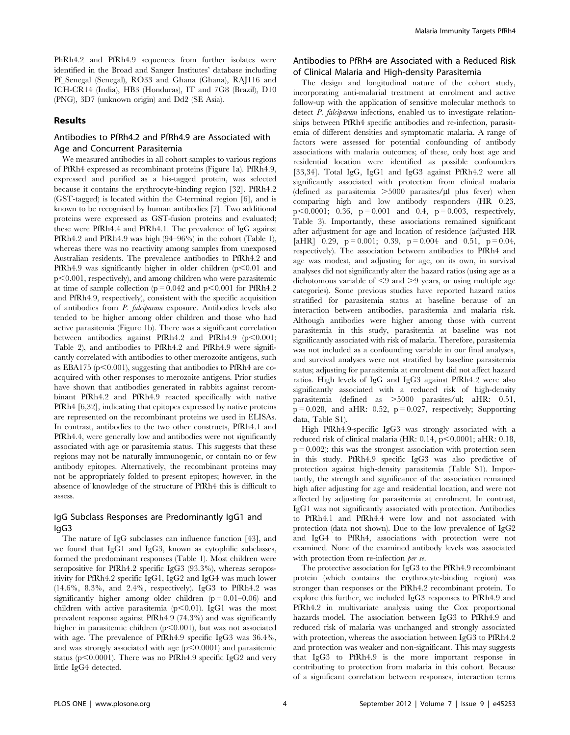PhRh4.2 and PfRh4.9 sequences from further isolates were identified in the Broad and Sanger Institutes' database including Pf_Senegal (Senegal), RO33 and Ghana (Ghana), RAJ116 and ICH-CR14 (India), HB3 (Honduras), IT and 7G8 (Brazil), D10 (PNG), 3D7 (unknown origin) and Dd2 (SE Asia).

## Results

### Antibodies to PfRh4.2 and PfRh4.9 are Associated with Age and Concurrent Parasitemia

We measured antibodies in all cohort samples to various regions of PfRh4 expressed as recombinant proteins (Figure 1a). PfRh4.9, expressed and purified as a his-tagged protein, was selected because it contains the erythrocyte-binding region [32]. PfRh4.2 (GST-tagged) is located within the C-terminal region [6], and is known to be recognised by human antibodies [7]. Two additional proteins were expressed as GST-fusion proteins and evaluated; these were PfRh4.4 and PfRh4.1. The prevalence of IgG against PfRh4.2 and PfRh4.9 was high (94–96%) in the cohort (Table 1), whereas there was no reactivity among samples from unexposed Australian residents. The prevalence antibodies to PfRh4.2 and PfRh4.9 was significantly higher in older children ($p<0.01$ and $p<0.001$, respectively), and among children who were parasitemic at time of sample collection ($p=0.042$ and $p<0.001$ for PfRh4.2 and PfRh4.9, respectively), consistent with the specific acquisition of antibodies from *P. falciparum* exposure. Antibodies levels also tended to be higher among older children and those who had active parasitemia (Figure 1b). There was a significant correlation between antibodies against PfRh4.2 and PfRh4.9 ($p<0.001$; Table 2), and antibodies to PfRh4.2 and PfRh4.9 were significantly correlated with antibodies to other merozoite antigens, such as EBA175 ($p<0.001$), suggesting that antibodies to PfRh4 are co-acquired with other responses to merozoite antigens. Prior studies have shown that antibodies generated in rabbits against recombinant PfRh4.2 and PfRh4.9 reacted specifically with native PfRh4 [6,32], indicating that epitopes expressed by native proteins are represented on the recombinant proteins we used in ELISAs. In contrast, antibodies to the two other constructs, PfRh4.1 and PfRh4.4, were generally low and antibodies were not significantly associated with age or parasitemia status. This suggests that these regions may not be naturally immunogenic, or contain no or few antibody epitopes. Alternatively, the recombinant proteins may not be appropriately folded to present epitopes; however, in the absence of knowledge of the structure of PfRh4 this is difficult to assess.

### IgG Subclass Responses are Predominantly IgG1 and IgG3

The nature of IgG subclasses can influence function [43], and we found that IgG1 and IgG3, known as cytophilic subclasses, formed the predominant responses (Table 1). Most children were seropositive for PfRh4.2 specific IgG3 (93.3%), whereas seropositivity for PfRh4.2 specific IgG1, IgG2 and IgG4 was much lower (14.6%, 8.3%, and 2.4%, respectively). IgG3 to PfRh4.2 was significantly higher among older children ($p=0.01$–$0.06$) and children with active parasitemia ($p<0.01$). IgG1 was the most prevalent response against PfRh4.9 (74.3%) and was significantly higher in parasitemic children ($p<0.001$), but was not associated with age. The prevalence of PfRh4.9 specific IgG3 was 36.4%, and was strongly associated with age ($p<0.0001$) and parasitemic status ($p<0.0001$). There was no PfRh4.9 specific IgG2 and very little IgG4 detected.

### Antibodies to PfRh4 are Associated with a Reduced Risk of Clinical Malaria and High-density Parasitemia

The design and longitudinal nature of the cohort study, incorporating anti-malarial treatment at enrolment and active follow-up with the application of sensitive molecular methods to detect *P. falciparum* infections, enabled us to investigate relationships between PfRh4 specific antibodies and re-infection, parasitemia of different densities and symptomatic malaria. A range of factors were assessed for potential confounding of antibody associations with malaria outcomes; of these, only host age and residential location were identified as possible confounders [33,34]. Total IgG, IgG1 and IgG3 against PfRh4.2 were all significantly associated with protection from clinical malaria (defined as parasitemia >5000 parasites/µl plus fever) when comparing high and low antibody responders (HR 0.23, $p<0.0001$; 0.36, $p=0.001$ and 0.4, $p=0.003$, respectively, Table 3). Importantly, these associations remained significant after adjustment for age and location of residence (adjusted HR [aHR] 0.29, $p=0.001$; 0.39, $p=0.004$ and 0.51, $p=0.04$, respectively). The association between antibodies to PfRh4 and age was modest, and adjusting for age, on its own, in survival analyses did not significantly alter the hazard ratios (using age as a dichotomous variable of <9 and >9 years, or using multiple age categories). Some previous studies have reported hazard ratios stratified for parasitemia status at baseline because of an interaction between antibodies, parasitemia and malaria risk. Although antibodies were higher among those with current parasitemia in this study, parasitemia at baseline was not significantly associated with risk of malaria. Therefore, parasitemia was not included as a confounding variable in our final analyses, and survival analyses were not stratified by baseline parasitemia status; adjusting for parasitemia at enrolment did not affect hazard ratios. High levels of IgG and IgG3 against PfRh4.2 were also significantly associated with a reduced risk of high-density parasitemia (defined as >5000 parasites/ul; aHR: 0.51, $p=0.028$, and aHR: 0.52, $p=0.027$, respectively; Supporting data, Table S1).

High PfRh4.9-specific IgG3 was strongly associated with a reduced risk of clinical malaria (HR: 0.14, $p<0.0001$; aHR: 0.18, $p=0.002$); this was the strongest association with protection seen in this study. PfRh4.9 specific IgG3 was also predictive of protection against high-density parasitemia (Table S1). Importantly, the strength and significance of the association remained high after adjusting for age and residential location, and were not affected by adjusting for parasitemia at enrolment. In contrast, IgG1 was not significantly associated with protection. Antibodies to PfRh4.1 and PfRh4.4 were low and not associated with protection (data not shown). Due to the low prevalence of IgG2 and IgG4 to PfRh4, associations with protection were not examined. None of the examined antibody levels was associated with protection from re-infection *per se*.

The protective association for IgG3 to the PfRh4.9 recombinant protein (which contains the erythrocyte-binding region) was stronger than responses or the PfRh4.2 recombinant protein. To explore this further, we included IgG3 responses to PfRh4.9 and PfRh4.2 in multivariate analysis using the Cox proportional hazards model. The association between IgG3 to PfRh4.9 and reduced risk of malaria was unchanged and strongly associated with protection, whereas the association between IgG3 to PfRh4.2 and protection was weaker and non-significant. This may suggests that IgG3 to PfRh4.9 is the more important response in contributing to protection from malaria in this cohort. Because of a significant correlation between responses, interaction terms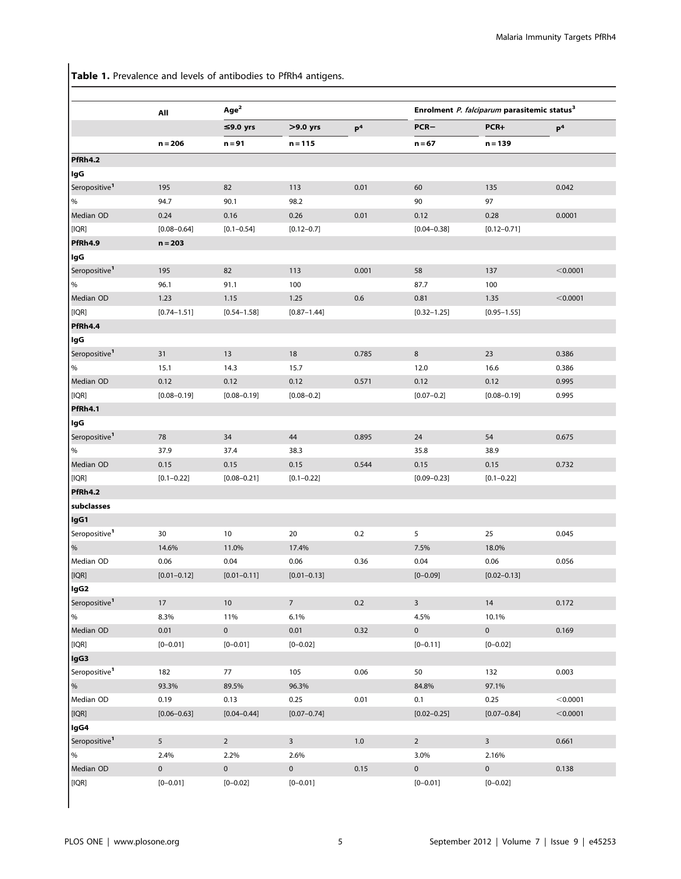**Table 1.** Prevalence and levels of antibodies to PfRh4 antigens.

| | All | Age[2] | | | Enrolment *P. falciparum* parasitemic status[3] | | |
|---|---|---|---|---|---|---|---|
| | | ≤9.0 yrs | >9.0 yrs | P[4] | PCR− | PCR+ | P[4] |
| | n = 206 | n = 91 | n = 115 | | n = 67 | n = 139 | |
| **PfRh4.2** | | | | | | | |
| **IgG** | | | | | | | |
| Seropositive[1] | 195 | 82 | 113 | 0.01 | 60 | 135 | 0.042 |
| % | 94.7 | 90.1 | 98.2 | | 90 | 97 | |
| Median OD | 0.24 | 0.16 | 0.26 | 0.01 | 0.12 | 0.28 | 0.0001 |
| [IQR] | [0.08–0.64] | [0.1–0.54] | [0.12–0.7] | | [0.04–0.38] | [0.12–0.71] | |
| **PfRh4.9** | n = 203 | | | | | | |
| **IgG** | | | | | | | |
| Seropositive[1] | 195 | 82 | 113 | 0.001 | 58 | 137 | <0.0001 |
| % | 96.1 | 91.1 | 100 | | 87.7 | 100 | |
| Median OD | 1.23 | 1.15 | 1.25 | 0.6 | 0.81 | 1.35 | <0.0001 |
| [IQR] | [0.74–1.51] | [0.54–1.58] | [0.87–1.44] | | [0.32–1.25] | [0.95–1.55] | |
| **PfRh4.4** | | | | | | | |
| **IgG** | | | | | | | |
| Seropositive[1] | 31 | 13 | 18 | 0.785 | 8 | 23 | 0.386 |
| % | 15.1 | 14.3 | 15.7 | | 12.0 | 16.6 | 0.386 |
| Median OD | 0.12 | 0.12 | 0.12 | 0.571 | 0.12 | 0.12 | 0.995 |
| [IQR] | [0.08–0.19] | [0.08–0.19] | [0.08–0.2] | | [0.07–0.2] | [0.08–0.19] | 0.995 |
| **PfRh4.1** | | | | | | | |
| **IgG** | | | | | | | |
| Seropositive[1] | 78 | 34 | 44 | 0.895 | 24 | 54 | 0.675 |
| % | 37.9 | 37.4 | 38.3 | | 35.8 | 38.9 | |
| Median OD | 0.15 | 0.15 | 0.15 | 0.544 | 0.15 | 0.15 | 0.732 |
| [IQR] | [0.1–0.22] | [0.08–0.21] | [0.1–0.22] | | [0.09–0.23] | [0.1–0.22] | |
| **PfRh4.2** | | | | | | | |
| **subclasses** | | | | | | | |
| **IgG1** | | | | | | | |
| Seropositive[1] | 30 | 10 | 20 | 0.2 | 5 | 25 | 0.045 |
| % | 14.6% | 11.0% | 17.4% | | 7.5% | 18.0% | |
| Median OD | 0.06 | 0.04 | 0.06 | 0.36 | 0.04 | 0.06 | 0.056 |
| [IQR] | [0.01–0.12] | [0.01–0.11] | [0.01–0.13] | | [0–0.09] | [0.02–0.13] | |
| **IgG2** | | | | | | | |
| Seropositive[1] | 17 | 10 | 7 | 0.2 | 3 | 14 | 0.172 |
| % | 8.3% | 11% | 6.1% | | 4.5% | 10.1% | |
| Median OD | 0.01 | 0 | 0.01 | 0.32 | 0 | 0 | 0.169 |
| [IQR] | [0–0.01] | [0–0.01] | [0–0.02] | | [0–0.11] | [0–0.02] | |
| **IgG3** | | | | | | | |
| Seropositive[1] | 182 | 77 | 105 | 0.06 | 50 | 132 | 0.003 |
| % | 93.3% | 89.5% | 96.3% | | 84.8% | 97.1% | |
| Median OD | 0.19 | 0.13 | 0.25 | 0.01 | 0.1 | 0.25 | <0.0001 |
| [IQR] | [0.06–0.63] | [0.04–0.44] | [0.07–0.74] | | [0.02–0.25] | [0.07–0.84] | <0.0001 |
| **IgG4** | | | | | | | |
| Seropositive[1] | 5 | 2 | 3 | 1.0 | 2 | 3 | 0.661 |
| % | 2.4% | 2.2% | 2.6% | | 3.0% | 2.16% | |
| Median OD | 0 | 0 | 0 | 0.15 | 0 | 0 | 0.138 |
| [IQR] | [0–0.01] | [0–0.02] | [0–0.01] | | [0–0.01] | [0–0.02] | |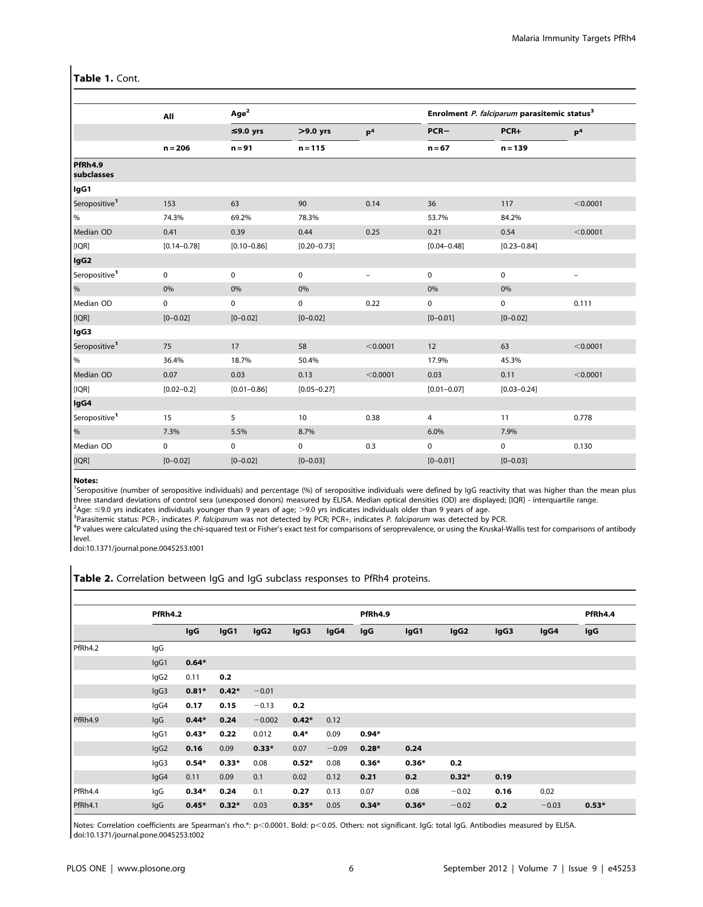**Table 1.** Cont.

| | All | Age[2] | | | Enrolment *P. falciparum* parasitemic status[3] | | |
|---|---|---|---|---|---|---|---|
| | | ≤9.0 yrs | >9.0 yrs | P[4] | PCR− | PCR+ | P[4] |
| | n = 206 | n = 91 | n = 115 | | n = 67 | n = 139 | |
| **PfRh4.9 subclasses** | | | | | | | |
| **IgG1** | | | | | | | |
| Seropositive[1] | 153 | 63 | 90 | 0.14 | 36 | 117 | <0.0001 |
| % | 74.3% | 69.2% | 78.3% | | 53.7% | 84.2% | |
| Median OD | 0.41 | 0.39 | 0.44 | 0.25 | 0.21 | 0.54 | <0.0001 |
| [IQR] | [0.14–0.78] | [0.10–0.86] | [0.20–0.73] | | [0.04–0.48] | [0.23–0.84] | |
| **IgG2** | | | | | | | |
| Seropositive[1] | 0 | 0 | 0 | – | 0 | 0 | – |
| % | 0% | 0% | 0% | | 0% | 0% | |
| Median OD | 0 | 0 | 0 | 0.22 | 0 | 0 | 0.111 |
| [IQR] | [0–0.02] | [0–0.02] | [0–0.02] | | [0–0.01] | [0–0.02] | |
| **IgG3** | | | | | | | |
| Seropositive[1] | 75 | 17 | 58 | <0.0001 | 12 | 63 | <0.0001 |
| % | 36.4% | 18.7% | 50.4% | | 17.9% | 45.3% | |
| Median OD | 0.07 | 0.03 | 0.13 | <0.0001 | 0.03 | 0.11 | <0.0001 |
| [IQR] | [0.02–0.2] | [0.01–0.86] | [0.05–0.27] | | [0.01–0.07] | [0.03–0.24] | |
| **IgG4** | | | | | | | |
| Seropositive[1] | 15 | 5 | 10 | 0.38 | 4 | 11 | 0.778 |
| % | 7.3% | 5.5% | 8.7% | | 6.0% | 7.9% | |
| Median OD | 0 | 0 | 0 | 0.3 | 0 | 0 | 0.130 |
| [IQR] | [0–0.02] | [0–0.02] | [0–0.03] | | [0–0.01] | [0–0.03] | |

**Notes:**
[1]Seropositive (number of seropositive individuals) and percentage (%) of seropositive individuals were defined by IgG reactivity that was higher than the mean plus three standard deviations of control sera (unexposed donors) measured by ELISA. Median optical densities (OD) are displayed; [IQR] - interquartile range.
[2]Age: ≤9.0 yrs indicates individuals younger than 9 years of age; >9.0 yrs indicates individuals older than 9 years of age.
[3]Parasitemic status: PCR-, indicates *P. falciparum* was not detected by PCR; PCR+, indicates *P. falciparum* was detected by PCR.
[4]P values were calculated using the chi-squared test or Fisher's exact test for comparisons of seroprevalence, or using the Kruskal-Wallis test for comparisons of antibody level.
doi:10.1371/journal.pone.0045253.t001

**Table 2.** Correlation between IgG and IgG subclass responses to PfRh4 proteins.

| | PfRh4.2 | | | | | | PfRh4.9 | | | | | PfRh4.4 |
|---|---|---|---|---|---|---|---|---|---|---|---|---|
| | | IgG | IgG1 | IgG2 | IgG3 | IgG4 | IgG | IgG1 | IgG2 | IgG3 | IgG4 | IgG |
| PfRh4.2 | IgG | | | | | | | | | | | |
| | IgG1 | **0.64*** | | | | | | | | | | |
| | IgG2 | 0.11 | **0.2** | | | | | | | | | |
| | IgG3 | **0.81*** | **0.42*** | −0.01 | | | | | | | | |
| | IgG4 | **0.17** | **0.15** | −0.13 | **0.2** | | | | | | | |
| PfRh4.9 | IgG | **0.44*** | **0.24** | −0.002 | **0.42*** | 0.12 | | | | | | |
| | IgG1 | **0.43*** | **0.22** | 0.012 | **0.4*** | 0.09 | **0.94*** | | | | | |
| | IgG2 | **0.16** | 0.09 | **0.33*** | 0.07 | −0.09 | **0.28*** | **0.24** | | | | |
| | IgG3 | **0.54*** | **0.33*** | 0.08 | **0.52*** | 0.08 | **0.36*** | **0.36*** | **0.2** | | | |
| | IgG4 | 0.11 | 0.09 | 0.1 | 0.02 | 0.12 | **0.21** | **0.2** | **0.32*** | **0.19** | | |
| PfRh4.4 | IgG | **0.34*** | **0.24** | 0.1 | **0.27** | 0.13 | 0.07 | 0.08 | −0.02 | **0.16** | 0.02 | |
| PfRh4.1 | IgG | **0.45*** | **0.32*** | 0.03 | **0.35*** | 0.05 | **0.34*** | **0.36*** | −0.02 | **0.2** | −0.03 | **0.53*** |

Notes: Correlation coefficients are Spearman's rho.*: p<0.0001. Bold: p<0.05. Others: not significant. IgG: total IgG. Antibodies measured by ELISA.
doi:10.1371/journal.pone.0045253.t002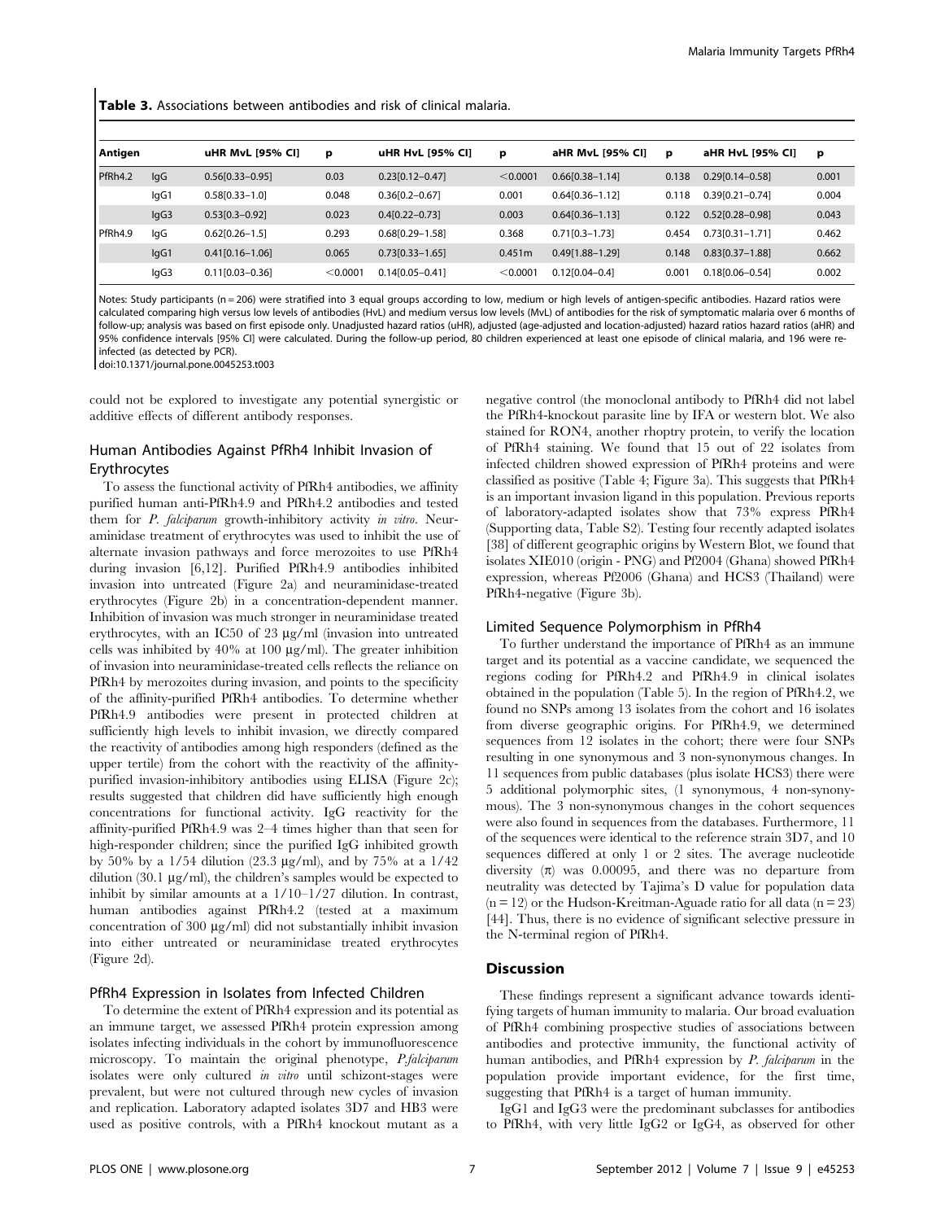**Table 3.** Associations between antibodies and risk of clinical malaria.

| Antigen | | uHR MvL [95% CI] | p | uHR HvL [95% CI] | p | aHR MvL [95% CI] | p | aHR HvL [95% CI] | p |
|---|---|---|---|---|---|---|---|---|---|
| PfRh4.2 | IgG | 0.56[0.33–0.95] | 0.03 | 0.23[0.12–0.47] | <0.0001 | 0.66[0.38–1.14] | 0.138 | 0.29[0.14–0.58] | 0.001 |
| | IgG1 | 0.58[0.33–1.0] | 0.048 | 0.36[0.2–0.67] | 0.001 | 0.64[0.36–1.12] | 0.118 | 0.39[0.21–0.74] | 0.004 |
| | IgG3 | 0.53[0.3–0.92] | 0.023 | 0.4[0.22–0.73] | 0.003 | 0.64[0.36–1.13] | 0.122 | 0.52[0.28–0.98] | 0.043 |
| PfRh4.9 | IgG | 0.62[0.26–1.5] | 0.293 | 0.68[0.29–1.58] | 0.368 | 0.71[0.3–1.73] | 0.454 | 0.73[0.31–1.71] | 0.462 |
| | IgG1 | 0.41[0.16–1.06] | 0.065 | 0.73[0.33–1.65] | 0.451m | 0.49[1.88–1.29] | 0.148 | 0.83[0.37–1.88] | 0.662 |
| | IgG3 | 0.11[0.03–0.36] | <0.0001 | 0.14[0.05–0.41] | <0.0001 | 0.12[0.04–0.4] | 0.001 | 0.18[0.06–0.54] | 0.002 |

Notes: Study participants (n = 206) were stratified into 3 equal groups according to low, medium or high levels of antigen-specific antibodies. Hazard ratios were calculated comparing high versus low levels of antibodies (HvL) and medium versus low levels (MvL) of antibodies for the risk of symptomatic malaria over 6 months of follow-up; analysis was based on first episode only. Unadjusted hazard ratios (uHR), adjusted (age-adjusted and location-adjusted) hazard ratios hazard ratios (aHR) and 95% confidence intervals [95% CI] were calculated. During the follow-up period, 80 children experienced at least one episode of clinical malaria, and 196 were re-infected (as detected by PCR).

doi:10.1371/journal.pone.0045253.t003

could not be explored to investigate any potential synergistic or additive effects of different antibody responses.

### Human Antibodies Against PfRh4 Inhibit Invasion of Erythrocytes

To assess the functional activity of PfRh4 antibodies, we affinity purified human anti-PfRh4.9 and PfRh4.2 antibodies and tested them for *P. falciparum* growth-inhibitory activity *in vitro*. Neuraminidase treatment of erythrocytes was used to inhibit the use of alternate invasion pathways and force merozoites to use PfRh4 during invasion [6,12]. Purified PfRh4.9 antibodies inhibited invasion into untreated (Figure 2a) and neuraminidase-treated erythrocytes (Figure 2b) in a concentration-dependent manner. Inhibition of invasion was much stronger in neuraminidase treated erythrocytes, with an IC50 of 23 µg/ml (invasion into untreated cells was inhibited by 40% at 100 µg/ml). The greater inhibition of invasion into neuraminidase-treated cells reflects the reliance on PfRh4 by merozoites during invasion, and points to the specificity of the affinity-purified PfRh4 antibodies. To determine whether PfRh4.9 antibodies were present in protected children at sufficiently high levels to inhibit invasion, we directly compared the reactivity of antibodies among high responders (defined as the upper tertile) from the cohort with the reactivity of the affinity-purified invasion-inhibitory antibodies using ELISA (Figure 2c); results suggested that children did have sufficiently high enough concentrations for functional activity. IgG reactivity for the affinity-purified PfRh4.9 was 2–4 times higher than that seen for high-responder children; since the purified IgG inhibited growth by 50% by a 1/54 dilution (23.3 µg/ml), and by 75% at a 1/42 dilution (30.1 µg/ml), the children's samples would be expected to inhibit by similar amounts at a 1/10–1/27 dilution. In contrast, human antibodies against PfRh4.2 (tested at a maximum concentration of 300 µg/ml) did not substantially inhibit invasion into either untreated or neuraminidase treated erythrocytes (Figure 2d).

### PfRh4 Expression in Isolates from Infected Children

To determine the extent of PfRh4 expression and its potential as an immune target, we assessed PfRh4 protein expression among isolates infecting individuals in the cohort by immunofluorescence microscopy. To maintain the original phenotype, *P.falciparum* isolates were only cultured *in vitro* until schizont-stages were prevalent, but were not cultured through new cycles of invasion and replication. Laboratory adapted isolates 3D7 and HB3 were used as positive controls, with a PfRh4 knockout mutant as a negative control (the monoclonal antibody to PfRh4 did not label the PfRh4-knockout parasite line by IFA or western blot. We also stained for RON4, another rhoptry protein, to verify the location of PfRh4 staining. We found that 15 out of 22 isolates from infected children showed expression of PfRh4 proteins and were classified as positive (Table 4; Figure 3a). This suggests that PfRh4 is an important invasion ligand in this population. Previous reports of laboratory-adapted isolates show that 73% express PfRh4 (Supporting data, Table S2). Testing four recently adapted isolates [38] of different geographic origins by Western Blot, we found that isolates XIE010 (origin - PNG) and Pf2004 (Ghana) showed PfRh4 expression, whereas Pf2006 (Ghana) and HCS3 (Thailand) were PfRh4-negative (Figure 3b).

### Limited Sequence Polymorphism in PfRh4

To further understand the importance of PfRh4 as an immune target and its potential as a vaccine candidate, we sequenced the regions coding for PfRh4.2 and PfRh4.9 in clinical isolates obtained in the population (Table 5). In the region of PfRh4.2, we found no SNPs among 13 isolates from the cohort and 16 isolates from diverse geographic origins. For PfRh4.9, we determined sequences from 12 isolates in the cohort; there were four SNPs resulting in one synonymous and 3 non-synonymous changes. In 11 sequences from public databases (plus isolate HCS3) there were 5 additional polymorphic sites, (1 synonymous, 4 non-synonymous). The 3 non-synonymous changes in the cohort sequences were also found in sequences from the databases. Furthermore, 11 of the sequences were identical to the reference strain 3D7, and 10 sequences differed at only 1 or 2 sites. The average nucleotide diversity ($\pi$) was 0.00095, and there was no departure from neutrality was detected by Tajima's D value for population data (n = 12) or the Hudson-Kreitman-Aguade ratio for all data (n = 23) [44]. Thus, there is no evidence of significant selective pressure in the N-terminal region of PfRh4.

## Discussion

These findings represent a significant advance towards identifying targets of human immunity to malaria. Our broad evaluation of PfRh4 combining prospective studies of associations between antibodies and protective immunity, the functional activity of human antibodies, and PfRh4 expression by *P. falciparum* in the population provide important evidence, for the first time, suggesting that PfRh4 is a target of human immunity.

IgG1 and IgG3 were the predominant subclasses for antibodies to PfRh4, with very little IgG2 or IgG4, as observed for other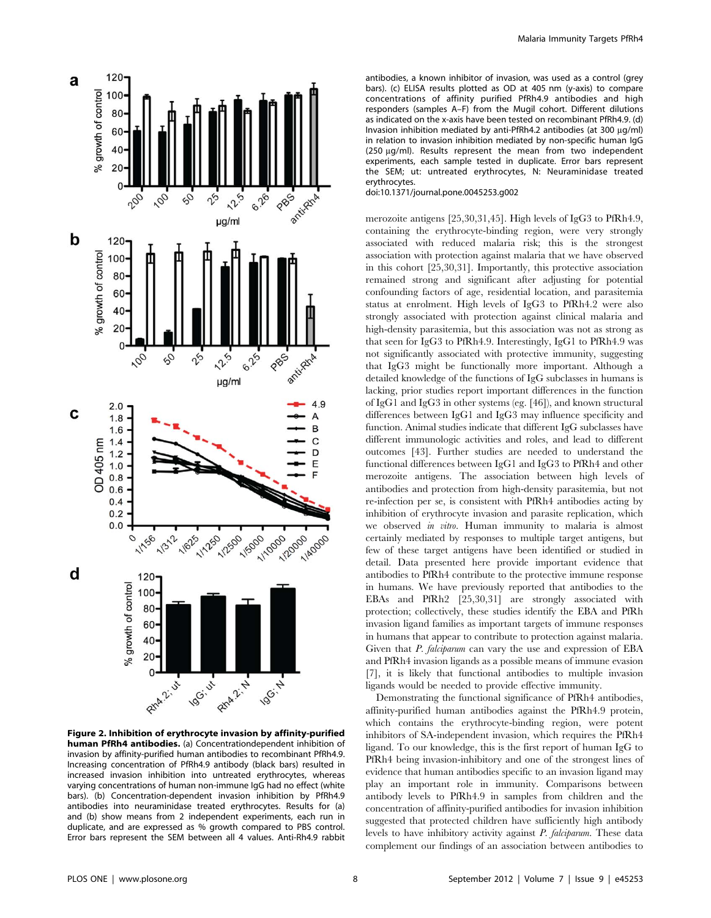**Figure 2. Inhibition of erythrocyte invasion by affinity-purified human PfRh4 antibodies.** (a) Concentrationdependent inhibition of invasion by affinity-purified human antibodies to recombinant PfRh4.9. Increasing concentration of PfRh4.9 antibody (black bars) resulted in increased invasion inhibition into untreated erythrocytes, whereas varying concentrations of human non-immune IgG had no effect (white bars). (b) Concentration-dependent invasion inhibition by PfRh4.9 antibodies into neuraminidase treated erythrocytes. Results for (a) and (b) show means from 2 independent experiments, each run in duplicate, and are expressed as % growth compared to PBS control. Error bars represent the SEM between all 4 values. Anti-Rh4.9 rabbit antibodies, a known inhibitor of invasion, was used as a control (grey bars). (c) ELISA results plotted as OD at 405 nm (y-axis) to compare concentrations of affinity purified PfRh4.9 antibodies and high responders (samples A–F) from the Mugil cohort. Different dilutions as indicated on the x-axis have been tested on recombinant PfRh4.9. (d) Invasion inhibition mediated by anti-PfRh4.2 antibodies (at 300 µg/ml) in relation to invasion inhibition mediated by non-specific human IgG (250 µg/ml). Results represent the mean from two independent experiments, each sample tested in duplicate. Error bars represent the SEM; ut: untreated erythrocytes, N: Neuraminidase treated erythrocytes.
doi:10.1371/journal.pone.0045253.g002

merozoite antigens [25,30,31,45]. High levels of IgG3 to PfRh4.9, containing the erythrocyte-binding region, were very strongly associated with reduced malaria risk; this is the strongest association with protection against malaria that we have observed in this cohort [25,30,31]. Importantly, this protective association remained strong and significant after adjusting for potential confounding factors of age, residential location, and parasitemia status at enrolment. High levels of IgG3 to PfRh4.2 were also strongly associated with protection against clinical malaria and high-density parasitemia, but this association was not as strong as that seen for IgG3 to PfRh4.9. Interestingly, IgG1 to PfRh4.9 was not significantly associated with protective immunity, suggesting that IgG3 might be functionally more important. Although a detailed knowledge of the functions of IgG subclasses in humans is lacking, prior studies report important differences in the function of IgG1 and IgG3 in other systems (eg. [46]), and known structural differences between IgG1 and IgG3 may influence specificity and function. Animal studies indicate that different IgG subclasses have different immunologic activities and roles, and lead to different outcomes [43]. Further studies are needed to understand the functional differences between IgG1 and IgG3 to PfRh4 and other merozoite antigens. The association between high levels of antibodies and protection from high-density parasitemia, but not re-infection per se, is consistent with PfRh4 antibodies acting by inhibition of erythrocyte invasion and parasite replication, which we observed *in vitro*. Human immunity to malaria is almost certainly mediated by responses to multiple target antigens, but few of these target antigens have been identified or studied in detail. Data presented here provide important evidence that antibodies to PfRh4 contribute to the protective immune response in humans. We have previously reported that antibodies to the EBAs and PfRh2 [25,30,31] are strongly associated with protection; collectively, these studies identify the EBA and PfRh invasion ligand families as important targets of immune responses in humans that appear to contribute to protection against malaria. Given that *P. falciparum* can vary the use and expression of EBA and PfRh4 invasion ligands as a possible means of immune evasion [7], it is likely that functional antibodies to multiple invasion ligands would be needed to provide effective immunity.

Demonstrating the functional significance of PfRh4 antibodies, affinity-purified human antibodies against the PfRh4.9 protein, which contains the erythrocyte-binding region, were potent inhibitors of SA-independent invasion, which requires the PfRh4 ligand. To our knowledge, this is the first report of human IgG to PfRh4 being invasion-inhibitory and one of the strongest lines of evidence that human antibodies specific to an invasion ligand may play an important role in immunity. Comparisons between antibody levels to PfRh4.9 in samples from children and the concentration of affinity-purified antibodies for invasion inhibition suggested that protected children have sufficiently high antibody levels to have inhibitory activity against *P. falciparum*. These data complement our findings of an association between antibodies to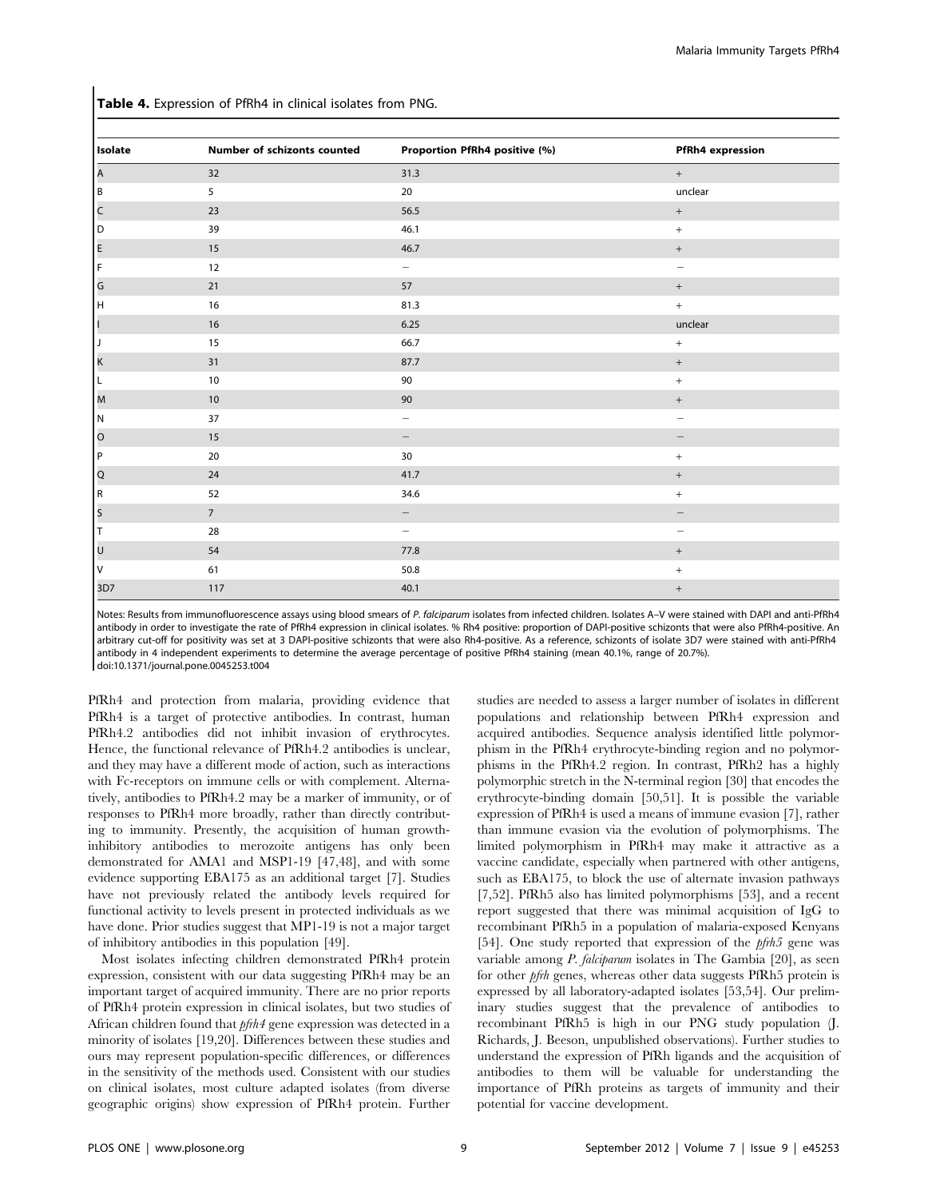**Table 4.** Expression of PfRh4 in clinical isolates from PNG.

| Isolate | Number of schizonts counted | Proportion PfRh4 positive (%) | PfRh4 expression |
|---|---|---|---|
| A | 32 | 31.3 | + |
| B | 5 | 20 | unclear |
| C | 23 | 56.5 | + |
| D | 39 | 46.1 | + |
| E | 15 | 46.7 | + |
| F | 12 | – | – |
| G | 21 | 57 | + |
| H | 16 | 81.3 | + |
| I | 16 | 6.25 | unclear |
| J | 15 | 66.7 | + |
| K | 31 | 87.7 | + |
| L | 10 | 90 | + |
| M | 10 | 90 | + |
| N | 37 | – | – |
| O | 15 | – | – |
| P | 20 | 30 | + |
| Q | 24 | 41.7 | + |
| R | 52 | 34.6 | + |
| S | 7 | – | – |
| T | 28 | – | – |
| U | 54 | 77.8 | + |
| V | 61 | 50.8 | + |
| 3D7 | 117 | 40.1 | + |

Notes: Results from immunofluorescence assays using blood smears of *P. falciparum* isolates from infected children. Isolates A–V were stained with DAPI and anti-PfRh4 antibody in order to investigate the rate of PfRh4 expression in clinical isolates. % Rh4 positive: proportion of DAPI-positive schizonts that were also PfRh4-positive. An arbitrary cut-off for positivity was set at 3 DAPI-positive schizonts that were also Rh4-positive. As a reference, schizonts of isolate 3D7 were stained with anti-PfRh4 antibody in 4 independent experiments to determine the average percentage of positive PfRh4 staining (mean 40.1%, range of 20.7%).
doi:10.1371/journal.pone.0045253.t004

PfRh4 and protection from malaria, providing evidence that PfRh4 is a target of protective antibodies. In contrast, human PfRh4.2 antibodies did not inhibit invasion of erythrocytes. Hence, the functional relevance of PfRh4.2 antibodies is unclear, and they may have a different mode of action, such as interactions with Fc-receptors on immune cells or with complement. Alternatively, antibodies to PfRh4.2 may be a marker of immunity, or of responses to PfRh4 more broadly, rather than directly contributing to immunity. Presently, the acquisition of human growth-inhibitory antibodies to merozoite antigens has only been demonstrated for AMA1 and MSP1-19 [47,48], and with some evidence supporting EBA175 as an additional target [7]. Studies have not previously related the antibody levels required for functional activity to levels present in protected individuals as we have done. Prior studies suggest that MP1-19 is not a major target of inhibitory antibodies in this population [49].

Most isolates infecting children demonstrated PfRh4 protein expression, consistent with our data suggesting PfRh4 may be an important target of acquired immunity. There are no prior reports of PfRh4 protein expression in clinical isolates, but two studies of African children found that *pfrh4* gene expression was detected in a minority of isolates [19,20]. Differences between these studies and ours may represent population-specific differences, or differences in the sensitivity of the methods used. Consistent with our studies on clinical isolates, most culture adapted isolates (from diverse geographic origins) show expression of PfRh4 protein. Further studies are needed to assess a larger number of isolates in different populations and relationship between PfRh4 expression and acquired antibodies. Sequence analysis identified little polymorphism in the PfRh4 erythrocyte-binding region and no polymorphisms in the PfRh4.2 region. In contrast, PfRh2 has a highly polymorphic stretch in the N-terminal region [30] that encodes the erythrocyte-binding domain [50,51]. It is possible the variable expression of PfRh4 is used a means of immune evasion [7], rather than immune evasion via the evolution of polymorphisms. The limited polymorphism in PfRh4 may make it attractive as a vaccine candidate, especially when partnered with other antigens, such as EBA175, to block the use of alternate invasion pathways [7,52]. PfRh5 also has limited polymorphisms [53], and a recent report suggested that there was minimal acquisition of IgG to recombinant PfRh5 in a population of malaria-exposed Kenyans [54]. One study reported that expression of the *pfrh5* gene was variable among *P. falciparum* isolates in The Gambia [20], as seen for other *pfrh* genes, whereas other data suggests PfRh5 protein is expressed by all laboratory-adapted isolates [53,54]. Our preliminary studies suggest that the prevalence of antibodies to recombinant PfRh5 is high in our PNG study population (J. Richards, J. Beeson, unpublished observations). Further studies to understand the expression of PfRh ligands and the acquisition of antibodies to them will be valuable for understanding the importance of PfRh proteins as targets of immunity and their potential for vaccine development.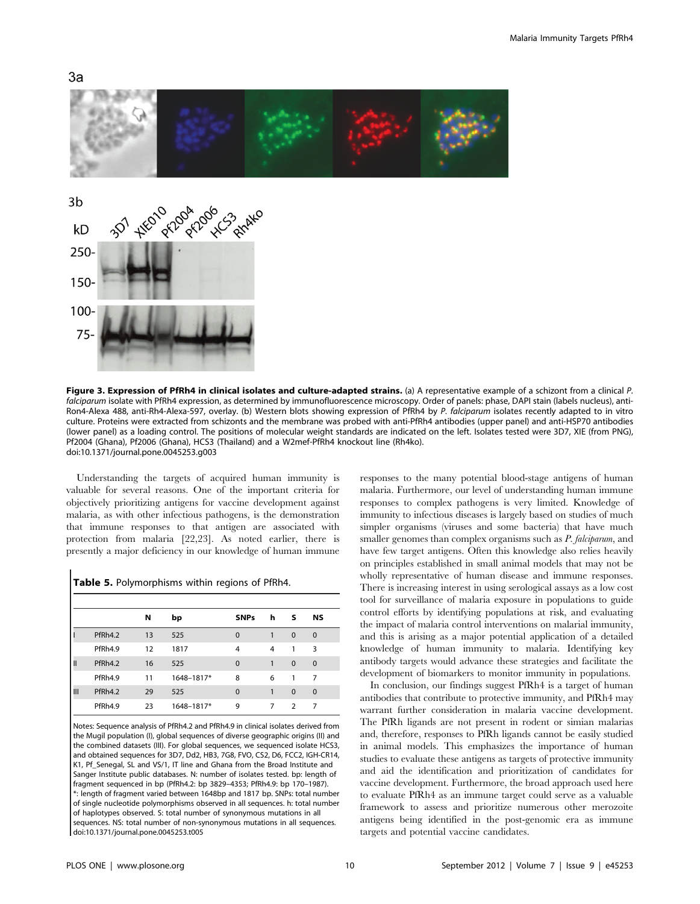**Figure 3. Expression of PfRh4 in clinical isolates and culture-adapted strains.** (a) A representative example of a schizont from a clinical *P. falciparum* isolate with PfRh4 expression, as determined by immunofluorescence microscopy. Order of panels: phase, DAPI stain (labels nucleus), anti-Ron4-Alexa 488, anti-Rh4-Alexa-597, overlay. (b) Western blots showing expression of PfRh4 by *P. falciparum* isolates recently adapted to in vitro culture. Proteins were extracted from schizonts and the membrane was probed with anti-PfRh4 antibodies (upper panel) and anti-HSP70 antibodies (lower panel) as a loading control. The positions of molecular weight standards are indicated on the left. Isolates tested were 3D7, XIE (from PNG), Pf2004 (Ghana), Pf2006 (Ghana), HCS3 (Thailand) and a W2mef-PfRh4 knockout line (Rh4ko).
doi:10.1371/journal.pone.0045253.g003

Understanding the targets of acquired human immunity is valuable for several reasons. One of the important criteria for objectively prioritizing antigens for vaccine development against malaria, as with other infectious pathogens, is the demonstration that immune responses to that antigen are associated with protection from malaria [22,23]. As noted earlier, there is presently a major deficiency in our knowledge of human immune responses to the many potential blood-stage antigens of human malaria. Furthermore, our level of understanding human immune responses to complex pathogens is very limited. Knowledge of immunity to infectious diseases is largely based on studies of much simpler organisms (viruses and some bacteria) that have much smaller genomes than complex organisms such as *P. falciparum*, and have few target antigens. Often this knowledge also relies heavily on principles established in small animal models that may not be wholly representative of human disease and immune responses. There is increasing interest in using serological assays as a low cost tool for surveillance of malaria exposure in populations to guide control efforts by identifying populations at risk, and evaluating the impact of malaria control interventions on malarial immunity, and this is arising as a major potential application of a detailed knowledge of human immunity to malaria. Identifying key antibody targets would advance these strategies and facilitate the development of biomarkers to monitor immunity in populations.

**Table 5.** Polymorphisms within regions of PfRh4.

| | | N | bp | SNPs | h | S | NS |
|---|---|---|---|---|---|---|---|
| I | PfRh4.2 | 13 | 525 | 0 | 1 | 0 | 0 |
| | PfRh4.9 | 12 | 1817 | 4 | 4 | 1 | 3 |
| II | PfRh4.2 | 16 | 525 | 0 | 1 | 0 | 0 |
| | PfRh4.9 | 11 | 1648–1817* | 8 | 6 | 1 | 7 |
| III | PfRh4.2 | 29 | 525 | 0 | 1 | 0 | 0 |
| | PfRh4.9 | 23 | 1648–1817* | 9 | 7 | 2 | 7 |

Notes: Sequence analysis of PfRh4.2 and PfRh4.9 in clinical isolates derived from the Mugil population (I), global sequences of diverse geographic origins (II) and the combined datasets (III). For global sequences, we sequenced isolate HCS3, and obtained sequences for 3D7, Dd2, HB3, 7G8, FVO, CS2, D6, FCC2, IGH-CR14, K1, Pf_Senegal, SL and VS/1, IT line and Ghana from the Broad Institute and Sanger Institute public databases. N: number of isolates tested. bp: length of fragment sequenced in bp (PfRh4.2: bp 3829–4353; PfRh4.9: bp 170–1987). *: length of fragment varied between 1648bp and 1817 bp. SNPs: total number of single nucleotide polymorphisms observed in all sequences. h: total number of haplotypes observed. S: total number of synonymous mutations in all sequences. NS: total number of non-synonymous mutations in all sequences.
doi:10.1371/journal.pone.0045253.t005

In conclusion, our findings suggest PfRh4 is a target of human antibodies that contribute to protective immunity, and PfRh4 may warrant further consideration in malaria vaccine development. The PfRh ligands are not present in rodent or simian malarias and, therefore, responses to PfRh ligands cannot be easily studied in animal models. This emphasizes the importance of human studies to evaluate these antigens as targets of protective immunity and aid the identification and prioritization of candidates for vaccine development. Furthermore, the broad approach used here to evaluate PfRh4 as an immune target could serve as a valuable framework to assess and prioritize numerous other merozoite antigens being identified in the post-genomic era as immune targets and potential vaccine candidates.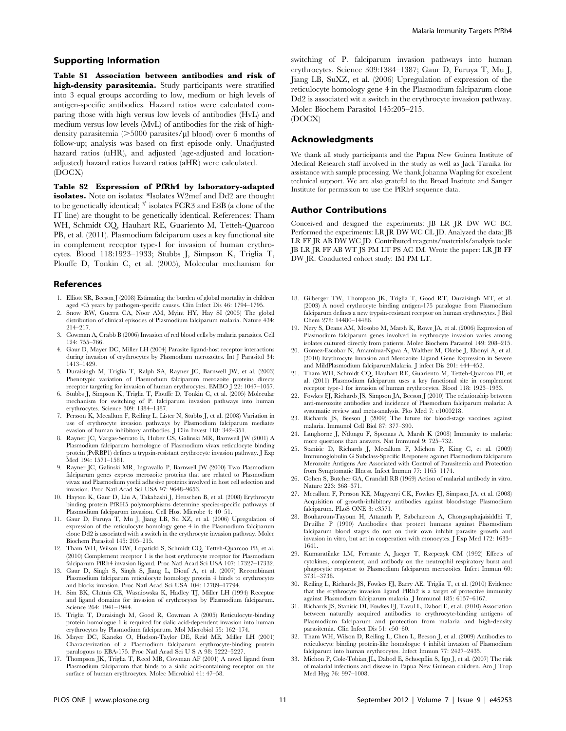## Supporting Information

**Table S1 Association between antibodies and risk of high-density parasitemia.** Study participants were stratified into 3 equal groups according to low, medium or high levels of antigen-specific antibodies. Hazard ratios were calculated comparing those with high versus low levels of antibodies (HvL) and medium versus low levels (MvL) of antibodies for the risk of high-density parasitemia (>5000 parasites/µl blood) over 6 months of follow-up; analysis was based on first episode only. Unadjusted hazard ratios (uHR), and adjusted (age-adjusted and location-adjusted) hazard ratios hazard ratios (aHR) were calculated. (DOCX)

**Table S2 Expression of PfRh4 by laboratory-adapted isolates.** Note on isolates: *Isolates W2mef and Dd2 are thought to be genetically identical; # isolates FCR3 and E8B (a clone of the IT line) are thought to be genetically identical. References: Tham WH, Schmidt CQ, Hauhart RE, Guariento M, Tetteh-Quarcoo PB, et al. (2011). Plasmodium falciparum uses a key functional site in complement receptor type-1 for invasion of human erythrocytes. Blood 118:1923–1933; Stubbs J, Simpson K, Triglia T, Plouffe D, Tonkin C, et al. (2005), Molecular mechanism for switching of P. falciparum invasion pathways into human erythrocytes. Science 309:1384–1387; Gaur D, Furuya T, Mu J, Jiang LB, SuXZ, et al. (2006) Upregulation of expression of the reticulocyte homology gene 4 in the Plasmodium falciparum clone Dd2 is associated wit a switch in the erythrocyte invasion pathway. Molec Biochem Parasitol 145:205–215. (DOCX)

## Acknowledgments

We thank all study participants and the Papua New Guinea Institute of Medical Research staff involved in the study as well as Jack Taraika for assistance with sample processing. We thank Johanna Wapling for excellent technical support. We are also grateful to the Broad Institute and Sanger Institute for permission to use the PfRh4 sequence data.

## Author Contributions

Conceived and designed the experiments: JB LR JR DW WC BC. Performed the experiments: LR JR DW WC CL JD. Analyzed the data: JB LR FF JR AB DW WC JD. Contributed reagents/materials/analysis tools: JB LR JR FF AB WT JS PM LT PS AC IM. Wrote the paper: LR JB FF DW JR. Conducted cohort study: IM PM LT.

## References

1. Elliott SR, Beeson J (2008) Estimating the burden of global mortality in children aged <5 years by pathogen-specific causes. Clin Infect Dis 46: 1794–1795.
2. Snow RW, Guerra CA, Noor AM, Myint HY, Hay SI (2005) The global distribution of clinical episodes of Plasmodium falciparum malaria. Nature 434: 214–217.
3. Cowman A, Crabb B (2006) Invasion of red blood cells by malaria parasites. Cell 124: 755–766.
4. Gaur D, Mayer DC, Miller LH (2004) Parasite ligand-host receptor interactions during invasion of erythrocytes by Plasmodium merozoites. Int J Parasitol 34: 1413–1429.
5. Duraisingh M, Triglia T, Ralph SA, Rayner JC, Barnwell JW, et al. (2003) Phenotypic variation of Plasmodium falciparum merozoite proteins directs receptor targeting for invasion of human erythrocytes. EMBO J 22: 1047–1057.
6. Stubbs J, Simpson K, Triglia T, Plouffe D, Tonkin C, et al. (2005) Molecular mechanism for switching of P. falciparum invasion pathways into human erythrocytes. Science 309: 1384–1387.
7. Persson K, Mccallum F, Reiling L, Lister N, Stubbs J, et al. (2008) Variation in use of erythrocyte invasion pathways by Plasmodium falciparum mediates evasion of human inhibitory antibodies. J Clin Invest 118: 342–351.
8. Rayner JC, Vargas-Serrato E, Huber CS, Galinski MR, Barnwell JW (2001) A Plasmodium falciparum homologue of Plasmodium vivax reticulocyte binding protein (PvRBP1) defines a trypsin-resistant erythrocyte invasion pathway. J Exp Med 194: 1571–1581.
9. Rayner JC, Galinski MR, Ingravallo P, Barnwell JW (2000) Two Plasmodium falciparum genes express merozoite proteins that are related to Plasmodium vivax and Plasmodium yoelii adhesive proteins involved in host cell selection and invasion. Proc Natl Acad Sci USA 97: 9648–9653.
10. Hayton K, Gaur D, Liu A, Takahashi J, Henschen B, et al. (2008) Erythrocyte binding protein PfRH5 polymorphisms determine species-specific pathways of Plasmodium falciparum invasion. Cell Host Microbe 4: 40–51.
11. Gaur D, Furuya T, Mu J, Jiang LB, Su XZ, et al. (2006) Upregulation of expression of the reticulocyte homology gene 4 in the Plasmodium falciparum clone Dd2 is associated with a switch in the erythrocyte invasion pathway. Molec Biochem Parasitol 145: 205–215.
12. Tham WH, Wilson DW, Lopaticki S, Schmidt CQ, Tetteh-Quarcoo PB, et al. (2010) Complement receptor 1 is the host erythrocyte receptor for Plasmodium falciparum PfRh4 invasion ligand. Proc Natl Acad Sci USA 107: 17327–17332.
13. Gaur D, Singh S, Singh S, Jiang L, Diouf A, et al. (2007) Recombinant Plasmodium falciparum reticulocyte homology protein 4 binds to erythrocytes and blocks invasion. Proc Natl Acad Sci USA 104: 17789–17794.
14. Sim BK, Chitnis CE, Wasniowska K, Hadley TJ, Miller LH (1994) Receptor and ligand domains for invasion of erythrocytes by Plasmodium falciparum. Science 264: 1941–1944.
15. Triglia T, Duraisingh M, Good R, Cowman A (2005) Reticulocyte-binding protein homologue 1 is required for sialic acid-dependent invasion into human erythrocytes by Plasmodium falciparum. Mol Microbiol 55: 162–174.
16. Mayer DC, Kaneko O, Hudson-Taylor DE, Reid ME, Miller LH (2001) Characterization of a Plasmodium falciparum erythrocyte-binding protein paralogous to EBA-175. Proc Natl Acad Sci U S A 98: 5222–5227.
17. Thompson JK, Triglia T, Reed MB, Cowman AF (2001) A novel ligand from Plasmodium falciparum that binds to a sialic acid-containing receptor on the surface of human erythrocytes. Molec Microbiol 41: 47–58.
18. Gilberger TW, Thompson JK, Triglia T, Good RT, Duraisingh MT, et al. (2003) A novel erythrocyte binding antigen-175 paralogue from Plasmodium falciparum defines a new trypsin-resistant receptor on human erythrocytes. J Biol Chem 278: 14480–14486.
19. Nery S, Deans AM, Mosobo M, Marsh K, Rowe JA, et al. (2006) Expression of Plasmodium falciparum genes involved in erythrocyte invasion varies among isolates cultured directly from patients. Molec Biochem Parasitol 149: 208–215.
20. Gomez-Escobar N, Amambua-Ngwa A, Walther M, Okebe J, Ebonyi A, et al. (2010) Erythrocyte Invasion and Merozoite Ligand Gene Expression in Severe and MildPlasmodium falciparumMalaria. J infect Dis 201: 444–452.
21. Tham WH, Schmidt CQ, Hauhart RE, Guariento M, Tetteh-Quarcoo PB, et al. (2011) Plasmodium falciparum uses a key functional site in complement receptor type-1 for invasion of human erythrocytes. Blood 118: 1923–1933.
22. Fowkes FJ, Richards JS, Simpson JA, Beeson J (2010) The relationship between anti-merozoite antibodies and incidence of Plasmodium falciparum malaria: A systematic review and meta-analysis. Plos Med 7: e1000218.
23. Richards JS, Beeson J (2009) The future for blood-stage vaccines against malaria. Immunol Cell Biol 87: 377–390.
24. Langhorne J, Ndungu F, Sponaas A, Marsh K (2008) Immunity to malaria: more questions than answers. Nat Immunol 9: 725–732.
25. Stanisic D, Richards J, Mccallum F, Michon P, King C, et al. (2009) Immunoglobulin G Subclass-Specific Responses against Plasmodium falciparum Merozoite Antigens Are Associated with Control of Parasitemia and Protection from Symptomatic Illness. Infect Immun 77: 1165–1174.
26. Cohen S, Butcher GA, Crandall RB (1969) Action of malarial antibody in vitro. Nature 223: 368–371.
27. Mccallum F, Persson KE, Mugyenyi CK, Fowkes FJ, Simpson JA, et al. (2008) Acquisition of growth-inhibitory antibodies against blood-stage Plasmodium falciparum. PLoS ONE 3: e3571.
28. Bouharoun-Tayoun H, Attanath P, Sabchareon A, Chongsuphajaisiddhi T, Druilhe P (1990) Antibodies that protect humans against Plasmodium falciparum blood stages do not on their own inhibit parasite growth and invasion in vitro, but act in cooperation with monocytes. J Exp Med 172: 1633–1641.
29. Kumaratilake LM, Ferrante A, Jaeger T, Rzepczyk CM (1992) Effects of cytokines, complement, and antibody on the neutrophil respiratory burst and phagocytic response to Plasmodium falciparum merozoites. Infect Immun 60: 3731–3738.
30. Reiling L, Richards JS, Fowkes FJ, Barry AE, Triglia T, et al. (2010) Evidence that the erythrocyte invasion ligand PfRh2 is a target of protective immunity against Plasmodium falciparum malaria. J Immunol 185: 6157–6167.
31. Richards JS, Stanisic DI, Fowkes FJ, Tavul L, Dabod E, et al. (2010) Association between naturally acquired antibodies to erythrocyte-binding antigens of Plasmodium falciparum and protection from malaria and high-density parasitemia. Clin Infect Dis 51: e50–60.
32. Tham WH, Wilson D, Reiling L, Chen L, Beeson J, et al. (2009) Antibodies to reticulocyte binding protein-like homologue 4 inhibit invasion of Plasmodium falciparum into human erythrocytes. Infect Immun 77: 2427–2435.
33. Michon P, Cole-Tobian JL, Dabod E, Schoepflin S, Igu J, et al. (2007) The risk of malarial infections and disease in Papua New Guinean children. Am J Trop Med Hyg 76: 997–1008.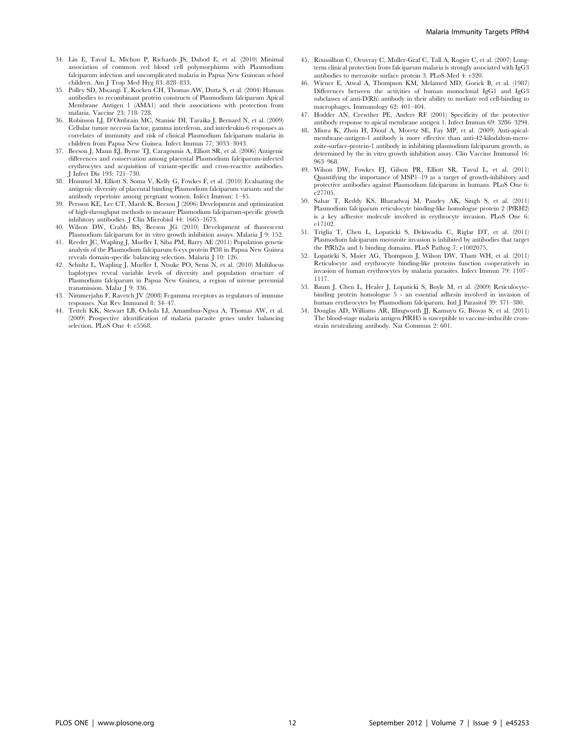34. Lin E, Tavul L, Michon P, Richards JS, Dabod E, et al. (2010) Minimal association of common red blood cell polymorphisms with Plasmodium falciparum infection and uncomplicated malaria in Papua New Guinean school children. Am J Trop Med Hyg 83: 828–833.
35. Polley SD, Mwangi T, Kocken CH, Thomas AW, Dutta S, et al. (2004) Human antibodies to recombinant protein constructs of Plasmodium falciparum Apical Membrane Antigen 1 (AMA1) and their associations with protection from malaria. Vaccine 23: 718–728.
36. Robinson LJ, D'Ombrain MC, Stanisic DI, Taraika J, Bernard N, et al. (2009) Cellular tumor necrosis factor, gamma interferon, and interleukin-6 responses as correlates of immunity and risk of clinical Plasmodium falciparum malaria in children from Papua New Guinea. Infect Immun 77: 3033–3043.
37. Beeson J, Mann EJ, Byrne TJ, Caragounis A, Elliott SR, et al. (2006) Antigenic differences and conservation among placental Plasmodium falciparum-infected erythrocytes and acquisition of variant-specific and cross-reactive antibodies. J Infect Dis 193: 721–730.
38. Hommel M, Elliott S, Soma V, Kelly G, Fowkes F, et al. (2010) Evaluating the antigenic diversity of placental binding Plasmodium falciparum variants and the antibody repertoire among pregnant women. Infect Immun: 1–45.
39. Persson KE, Lee CT, Marsh K, Beeson J (2006) Development and optimization of high-throughput methods to measure Plasmodium falciparum-specific growth inhibitory antibodies. J Clin Microbiol 44: 1665–1673.
40. Wilson DW, Crabb BS, Beeson JG (2010) Development of fluorescent Plasmodium falciparum for in vitro growth inhibition assays. Malaria J 9: 152.
41. Reeder JC, Wapling J, Mueller I, Siba PM, Barry AE (2011) Population genetic analysis of the Plasmodium falciparum 6-cys protein Pf38 in Papua New Guinea reveals domain-specific balancing selection. Malaria J 10: 126.
42. Schultz L, Wapling J, Mueller I, Ntsuke PO, Senn N, et al. (2010) Multilocus haplotypes reveal variable levels of diversity and population structure of Plasmodium falciparum in Papua New Guinea, a region of intense perennial transmission. Malar J 9: 336.
43. Nimmerjahn F, Ravetch JV (2008) Fcgamma receptors as regulators of immune responses. Nat Rev Immunol 8: 34–47.
44. Tetteh KK, Stewart LB, Ochola LI, Amambua-Ngwa A, Thomas AW, et al. (2009) Prospective identification of malaria parasite genes under balancing selection. PLoS One 4: e5568.
45. Roussilhon C, Oeuvray C, Muller-Graf C, Tall A, Rogier C, et al. (2007) Long-term clinical protection from falciparum malaria is strongly associated with IgG3 antibodies to merozoite surface protein 3. PLoS Med 4: e320.
46. Wiener E, Atwal A, Thompson KM, Melamed MD, Gorick B, et al. (1987) Differences between the activities of human monoclonal IgG1 and IgG3 subclasses of anti-D(Rh) antibody in their ability to mediate red cell-binding to macrophages. Immunology 62: 401–404.
47. Hodder AN, Crewther PE, Anders RF (2001) Specificity of the protective antibody response to apical membrane antigen 1. Infect Immun 69: 3286–3294.
48. Miura K, Zhou H, Diouf A, Moretz SE, Fay MP, et al. (2009) Anti-apical-membrane-antigen-1 antibody is more effective than anti-42-kilodalton-merozoite-surface-protein-1 antibody in inhibiting plasmodium falciparum growth, as determined by the in vitro growth inhibition assay. Clin Vaccine Immunol 16: 963–968.
49. Wilson DW, Fowkes FJ, Gilson PR, Elliott SR, Tavul L, et al. (2011) Quantifying the importance of MSP1–19 as a target of growth-inhibitory and protective antibodies against Plasmodium falciparum in humans. PLoS One 6: e27705.
50. Sahar T, Reddy KS, Bharadwaj M, Pandey AK, Singh S, et al. (2011) Plasmodium falciparum reticulocyte binding-like homologue protein 2 (PfRH2) is a key adhesive molecule involved in erythrocyte invasion. PLoS One 6: e17102.
51. Triglia T, Chen L, Lopaticki S, Dekiwadia C, Riglar DT, et al. (2011) Plasmodium falciparum merozoite invasion is inhibited by antibodies that target the PfRh2a and b binding domains. PLoS Pathog 7: e1002075.
52. Lopaticki S, Maier AG, Thompson J, Wilson DW, Tham WH, et al. (2011) Reticulocyte and erythrocyte binding-like proteins function cooperatively in invasion of human erythrocytes by malaria parasites. Infect Immun 79: 1107–1117.
53. Baum J, Chen L, Healer J, Lopaticki S, Boyle M, et al. (2009) Reticulocyte-binding protein homologue 5 - an essential adhesin involved in invasion of human erythrocytes by Plasmodium falciparum. Intl J Parasitol 39: 371–380.
54. Douglas AD, Williams AR, Illingworth JJ, Kamuyu G, Biswas S, et al. (2011) The blood-stage malaria antigen PfRH5 is susceptible to vaccine-inducible cross-strain neutralizing antibody. Nat Commun 2: 601.